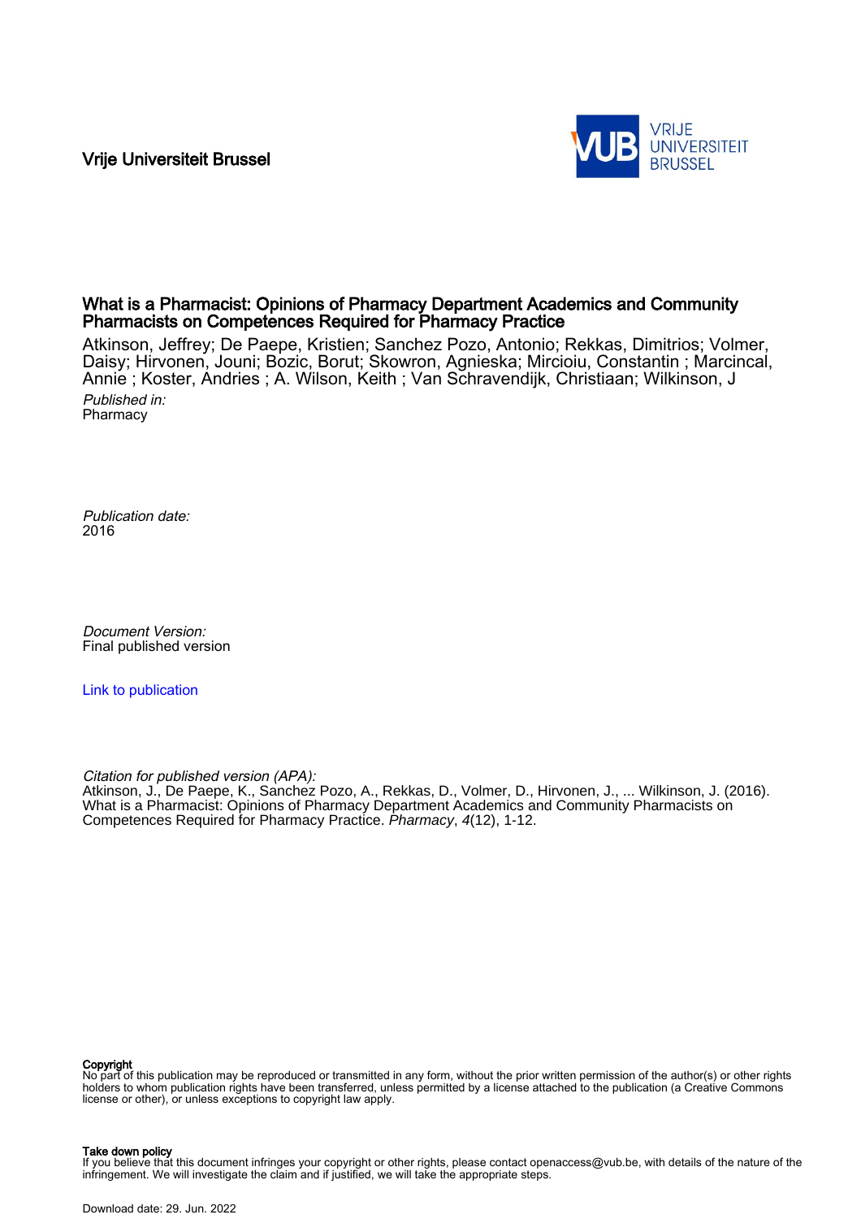Vrije Universiteit Brussel

# What is a Pharmacist: Opinions of Pharmacy Department Academics and Community Pharmacists on Competences Required for Pharmacy Practice

Atkinson, Jeffrey; De Paepe, Kristien; Sanchez Pozo, Antonio; Rekkas, Dimitrios; Volmer, Daisy; Hirvonen, Jouni; Bozic, Borut; Skowron, Agnieska; Mircioiu, Constantin ; Marcincal, Annie ; Koster, Andries ; A. Wilson, Keith ; Van Schravendijk, Christiaan; Wilkinson, J

*Published in:*
Pharmacy

*Publication date:*
2016

*Document Version:*
Final published version

Link to publication

*Citation for published version (APA):*
Atkinson, J., De Paepe, K., Sanchez Pozo, A., Rekkas, D., Volmer, D., Hirvonen, J., ... Wilkinson, J. (2016). What is a Pharmacist: Opinions of Pharmacy Department Academics and Community Pharmacists on Competences Required for Pharmacy Practice. *Pharmacy*, *4*(12), 1-12.

**Copyright**
No part of this publication may be reproduced or transmitted in any form, without the prior written permission of the author(s) or other rights holders to whom publication rights have been transferred, unless permitted by a license attached to the publication (a Creative Commons license or other), or unless exceptions to copyright law apply.

**Take down policy**
If you believe that this document infringes your copyright or other rights, please contact openaccess@vub.be, with details of the nature of the infringement. We will investigate the claim and if justified, we will take the appropriate steps.

Download date: 29. Jun. 2022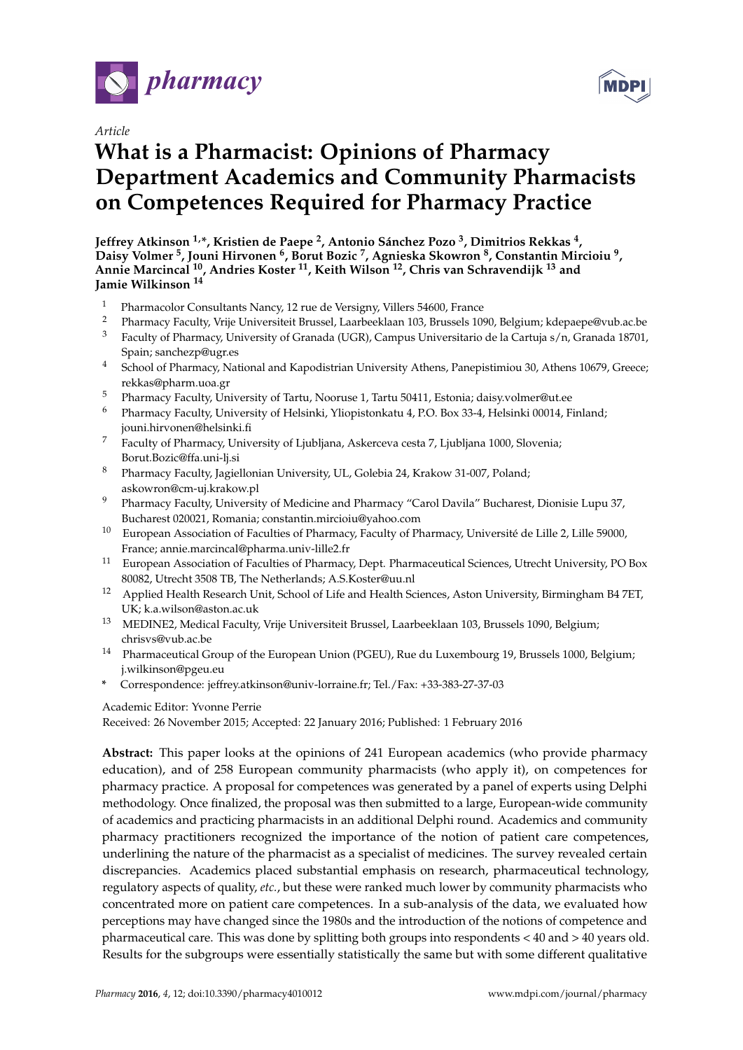*Article*

# What is a Pharmacist: Opinions of Pharmacy Department Academics and Community Pharmacists on Competences Required for Pharmacy Practice

**Jeffrey Atkinson [1,*], Kristien de Paepe [2], Antonio Sánchez Pozo [3], Dimitrios Rekkas [4], Daisy Volmer [5], Jouni Hirvonen [6], Borut Bozic [7], Agnieska Skowron [8], Constantin Mircioiu [9], Annie Marcincal [10], Andries Koster [11], Keith Wilson [12], Chris van Schravendijk [13] and Jamie Wilkinson [14]**

1. Pharmacolor Consultants Nancy, 12 rue de Versigny, Villers 54600, France
2. Pharmacy Faculty, Vrije Universiteit Brussel, Laarbeeklaan 103, Brussels 1090, Belgium; kdepaepe@vub.ac.be
3. Faculty of Pharmacy, University of Granada (UGR), Campus Universitario de la Cartuja s/n, Granada 18701, Spain; sanchezp@ugr.es
4. School of Pharmacy, National and Kapodistrian University Athens, Panepistimiou 30, Athens 10679, Greece; rekkas@pharm.uoa.gr
5. Pharmacy Faculty, University of Tartu, Nooruse 1, Tartu 50411, Estonia; daisy.volmer@ut.ee
6. Pharmacy Faculty, University of Helsinki, Yliopistonkatu 4, P.O. Box 33-4, Helsinki 00014, Finland; jouni.hirvonen@helsinki.fi
7. Faculty of Pharmacy, University of Ljubljana, Askerceva cesta 7, Ljubljana 1000, Slovenia; Borut.Bozic@ffa.uni-lj.si
8. Pharmacy Faculty, Jagiellonian University, UL, Golebia 24, Krakow 31-007, Poland; askowron@cm-uj.krakow.pl
9. Pharmacy Faculty, University of Medicine and Pharmacy "Carol Davila" Bucharest, Dionisie Lupu 37, Bucharest 020021, Romania; constantin.mircioiu@yahoo.com
10. European Association of Faculties of Pharmacy, Faculty of Pharmacy, Université de Lille 2, Lille 59000, France; annie.marcincal@pharma.univ-lille2.fr
11. European Association of Faculties of Pharmacy, Dept. Pharmaceutical Sciences, Utrecht University, PO Box 80082, Utrecht 3508 TB, The Netherlands; A.S.Koster@uu.nl
12. Applied Health Research Unit, School of Life and Health Sciences, Aston University, Birmingham B4 7ET, UK; k.a.wilson@aston.ac.uk
13. MEDINE2, Medical Faculty, Vrije Universiteit Brussel, Laarbeeklaan 103, Brussels 1090, Belgium; chrisvs@vub.ac.be
14. Pharmaceutical Group of the European Union (PGEU), Rue du Luxembourg 19, Brussels 1000, Belgium; j.wilkinson@pgeu.eu

\* Correspondence: jeffrey.atkinson@univ-lorraine.fr; Tel./Fax: +33-383-27-37-03

Academic Editor: Yvonne Perrie

Received: 26 November 2015; Accepted: 22 January 2016; Published: 1 February 2016

**Abstract:** This paper looks at the opinions of 241 European academics (who provide pharmacy education), and of 258 European community pharmacists (who apply it), on competences for pharmacy practice. A proposal for competences was generated by a panel of experts using Delphi methodology. Once finalized, the proposal was then submitted to a large, European-wide community of academics and practicing pharmacists in an additional Delphi round. Academics and community pharmacy practitioners recognized the importance of the notion of patient care competences, underlining the nature of the pharmacist as a specialist of medicines. The survey revealed certain discrepancies. Academics placed substantial emphasis on research, pharmaceutical technology, regulatory aspects of quality, *etc.*, but these were ranked much lower by community pharmacists who concentrated more on patient care competences. In a sub-analysis of the data, we evaluated how perceptions may have changed since the 1980s and the introduction of the notions of competence and pharmaceutical care. This was done by splitting both groups into respondents < 40 and > 40 years old. Results for the subgroups were essentially statistically the same but with some different qualitative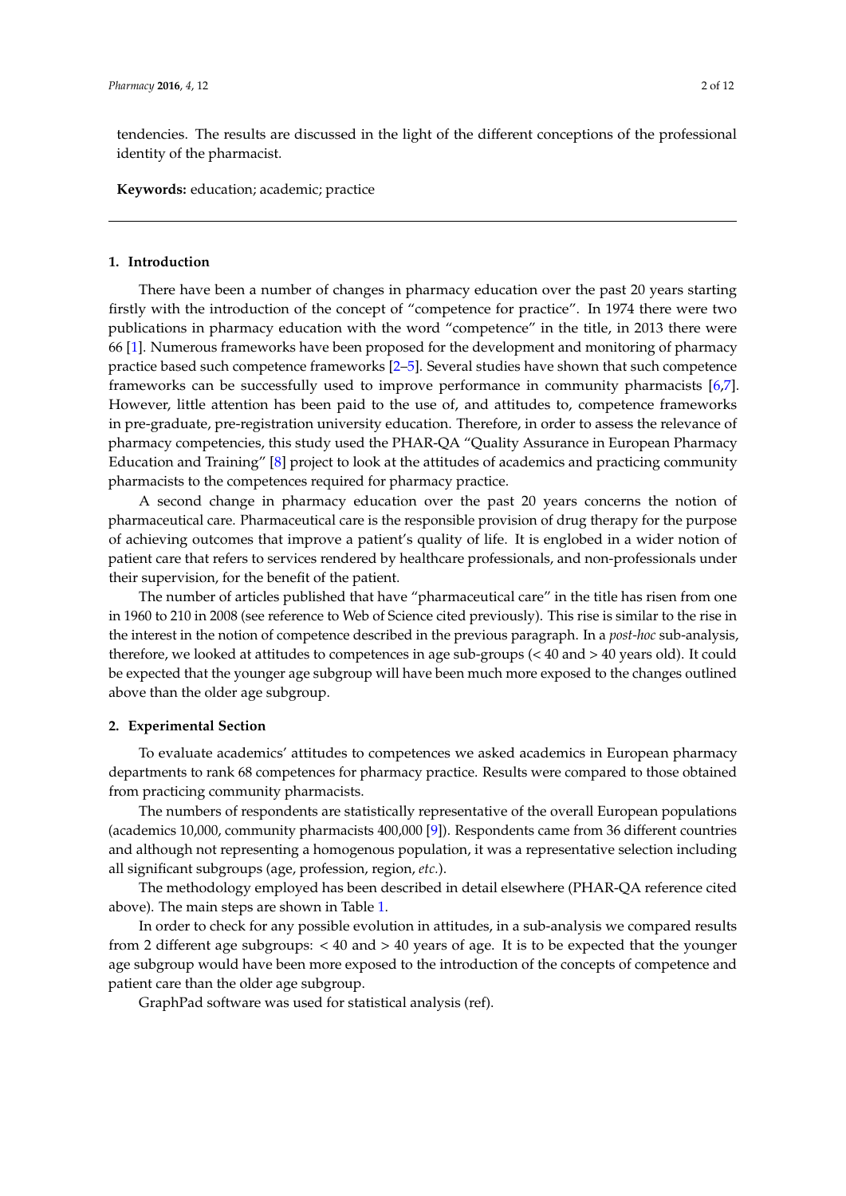tendencies. The results are discussed in the light of the different conceptions of the professional identity of the pharmacist.

**Keywords:** education; academic; practice

---

## 1. Introduction

There have been a number of changes in pharmacy education over the past 20 years starting firstly with the introduction of the concept of "competence for practice". In 1974 there were two publications in pharmacy education with the word "competence" in the title, in 2013 there were 66 [1]. Numerous frameworks have been proposed for the development and monitoring of pharmacy practice based such competence frameworks [2–5]. Several studies have shown that such competence frameworks can be successfully used to improve performance in community pharmacists [6,7]. However, little attention has been paid to the use of, and attitudes to, competence frameworks in pre-graduate, pre-registration university education. Therefore, in order to assess the relevance of pharmacy competencies, this study used the PHAR-QA "Quality Assurance in European Pharmacy Education and Training" [8] project to look at the attitudes of academics and practicing community pharmacists to the competences required for pharmacy practice.

A second change in pharmacy education over the past 20 years concerns the notion of pharmaceutical care. Pharmaceutical care is the responsible provision of drug therapy for the purpose of achieving outcomes that improve a patient's quality of life. It is englobed in a wider notion of patient care that refers to services rendered by healthcare professionals, and non-professionals under their supervision, for the benefit of the patient.

The number of articles published that have "pharmaceutical care" in the title has risen from one in 1960 to 210 in 2008 (see reference to Web of Science cited previously). This rise is similar to the rise in the interest in the notion of competence described in the previous paragraph. In a *post-hoc* sub-analysis, therefore, we looked at attitudes to competences in age sub-groups (< 40 and > 40 years old). It could be expected that the younger age subgroup will have been much more exposed to the changes outlined above than the older age subgroup.

## 2. Experimental Section

To evaluate academics' attitudes to competences we asked academics in European pharmacy departments to rank 68 competences for pharmacy practice. Results were compared to those obtained from practicing community pharmacists.

The numbers of respondents are statistically representative of the overall European populations (academics 10,000, community pharmacists 400,000 [9]). Respondents came from 36 different countries and although not representing a homogenous population, it was a representative selection including all significant subgroups (age, profession, region, *etc.*).

The methodology employed has been described in detail elsewhere (PHAR-QA reference cited above). The main steps are shown in Table 1.

In order to check for any possible evolution in attitudes, in a sub-analysis we compared results from 2 different age subgroups: < 40 and > 40 years of age. It is to be expected that the younger age subgroup would have been more exposed to the introduction of the concepts of competence and patient care than the older age subgroup.

GraphPad software was used for statistical analysis (ref).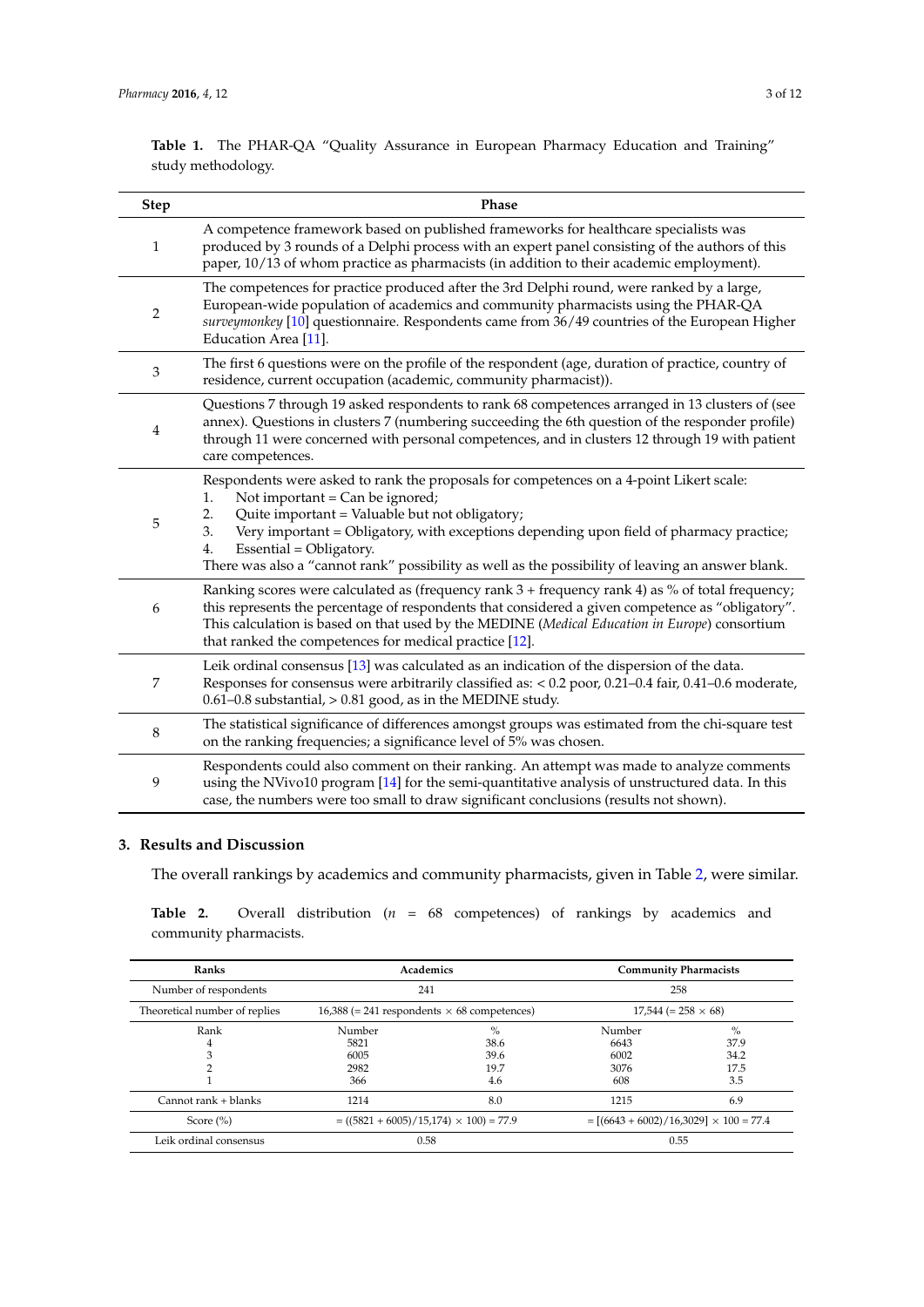**Table 1.** The PHAR-QA "Quality Assurance in European Pharmacy Education and Training" study methodology.

| Step | Phase |
|---|---|
| 1 | A competence framework based on published frameworks for healthcare specialists was produced by 3 rounds of a Delphi process with an expert panel consisting of the authors of this paper, 10/13 of whom practice as pharmacists (in addition to their academic employment). |
| 2 | The competences for practice produced after the 3rd Delphi round, were ranked by a large, European-wide population of academics and community pharmacists using the PHAR-QA *surveymonkey* [10] questionnaire. Respondents came from 36/49 countries of the European Higher Education Area [11]. |
| 3 | The first 6 questions were on the profile of the respondent (age, duration of practice, country of residence, current occupation (academic, community pharmacist)). |
| 4 | Questions 7 through 19 asked respondents to rank 68 competences arranged in 13 clusters of (see annex). Questions in clusters 7 (numbering succeeding the 6th question of the responder profile) through 11 were concerned with personal competences, and in clusters 12 through 19 with patient care competences. |
| 5 | Respondents were asked to rank the proposals for competences on a 4-point Likert scale: 1. Not important = Can be ignored; 2. Quite important = Valuable but not obligatory; 3. Very important = Obligatory, with exceptions depending upon field of pharmacy practice; 4. Essential = Obligatory. There was also a "cannot rank" possibility as well as the possibility of leaving an answer blank. |
| 6 | Ranking scores were calculated as (frequency rank 3 + frequency rank 4) as % of total frequency; this represents the percentage of respondents that considered a given competence as "obligatory". This calculation is based on that used by the MEDINE (*Medical Education in Europe*) consortium that ranked the competences for medical practice [12]. |
| 7 | Leik ordinal consensus [13] was calculated as an indication of the dispersion of the data. Responses for consensus were arbitrarily classified as: < 0.2 poor, 0.21–0.4 fair, 0.41–0.6 moderate, 0.61–0.8 substantial, > 0.81 good, as in the MEDINE study. |
| 8 | The statistical significance of differences amongst groups was estimated from the chi-square test on the ranking frequencies; a significance level of 5% was chosen. |
| 9 | Respondents could also comment on their ranking. An attempt was made to analyze comments using the NVivo10 program [14] for the semi-quantitative analysis of unstructured data. In this case, the numbers were too small to draw significant conclusions (results not shown). |

## 3. Results and Discussion

The overall rankings by academics and community pharmacists, given in Table 2, were similar.

**Table 2.** Overall distribution ($n$ = 68 competences) of rankings by academics and community pharmacists.

| Ranks | Academics | | Community Pharmacists | |
|---|---|---|---|---|
| Number of respondents | 241 | | 258 | |
| Theoretical number of replies | 16,388 (= 241 respondents × 68 competences) | | 17,544 (= 258 × 68) | |
| Rank | Number | % | Number | % |
| 4 | 5821 | 38.6 | 6643 | 37.9 |
| 3 | 6005 | 39.6 | 6002 | 34.2 |
| 2 | 2982 | 19.7 | 3076 | 17.5 |
| 1 | 366 | 4.6 | 608 | 3.5 |
| Cannot rank + blanks | 1214 | 8.0 | 1215 | 6.9 |
| Score (%) | = ((5821 + 6005)/15,174) × 100) = 77.9 | | = [(6643 + 6002)/16,3029] × 100 = 77.4 | |
| Leik ordinal consensus | 0.58 | | 0.55 | |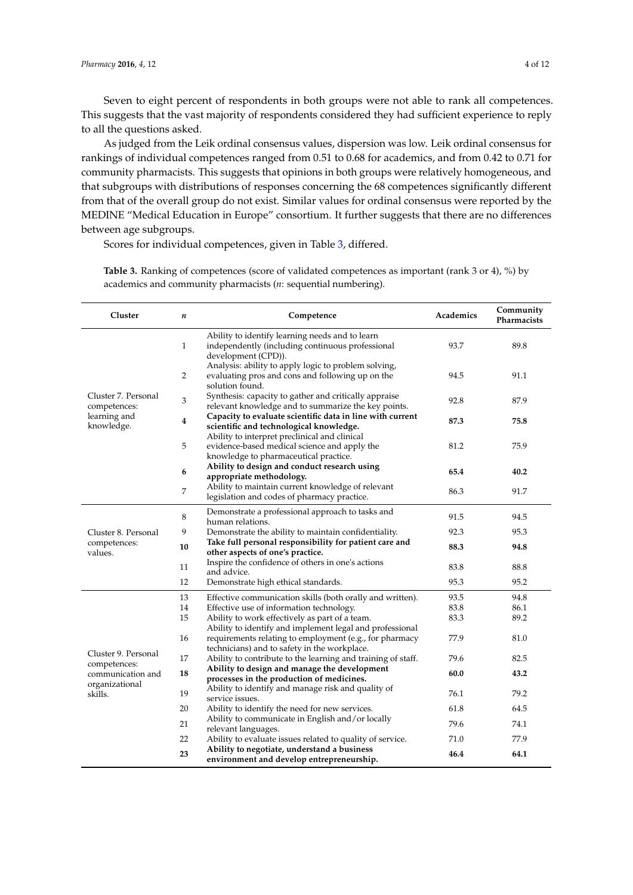Seven to eight percent of respondents in both groups were not able to rank all competences. This suggests that the vast majority of respondents considered they had sufficient experience to reply to all the questions asked.

As judged from the Leik ordinal consensus values, dispersion was low. Leik ordinal consensus for rankings of individual competences ranged from 0.51 to 0.68 for academics, and from 0.42 to 0.71 for community pharmacists. This suggests that opinions in both groups were relatively homogeneous, and that subgroups with distributions of responses concerning the 68 competences significantly different from that of the overall group do not exist. Similar values for ordinal consensus were reported by the MEDINE "Medical Education in Europe" consortium. It further suggests that there are no differences between age subgroups.

Scores for individual competences, given in Table 3, differed.

**Table 3.** Ranking of competences (score of validated competences as important (rank 3 or 4), %) by academics and community pharmacists (*n*: sequential numbering).

| Cluster | *n* | Competence | Academics | Community Pharmacists |
|---|---|---|---|---|
| Cluster 7. Personal competences: learning and knowledge. | 1 | Ability to identify learning needs and to learn independently (including continuous professional development (CPD)). | 93.7 | 89.8 |
| | 2 | Analysis: ability to apply logic to problem solving, evaluating pros and cons and following up on the solution found. | 94.5 | 91.1 |
| | 3 | Synthesis: capacity to gather and critically appraise relevant knowledge and to summarize the key points. | 92.8 | 87.9 |
| | **4** | **Capacity to evaluate scientific data in line with current scientific and technological knowledge.** | **87.3** | **75.8** |
| | 5 | Ability to interpret preclinical and clinical evidence-based medical science and apply the knowledge to pharmaceutical practice. | 81.2 | 75.9 |
| | **6** | **Ability to design and conduct research using appropriate methodology.** | **65.4** | **40.2** |
| | 7 | Ability to maintain current knowledge of relevant legislation and codes of pharmacy practice. | 86.3 | 91.7 |
| Cluster 8. Personal competences: values. | 8 | Demonstrate a professional approach to tasks and human relations. | 91.5 | 94.5 |
| | 9 | Demonstrate the ability to maintain confidentiality. | 92.3 | 95.3 |
| | **10** | **Take full personal responsibility for patient care and other aspects of one's practice.** | **88.3** | **94.8** |
| | 11 | Inspire the confidence of others in one's actions and advice. | 83.8 | 88.8 |
| | 12 | Demonstrate high ethical standards. | 95.3 | 95.2 |
| Cluster 9. Personal competences: communication and organizational skills. | 13 | Effective communication skills (both orally and written). | 93.5 | 94.8 |
| | 14 | Effective use of information technology. | 83.8 | 86.1 |
| | 15 | Ability to work effectively as part of a team. | 83.3 | 89.2 |
| | 16 | Ability to identify and implement legal and professional requirements relating to employment (e.g., for pharmacy technicians) and to safety in the workplace. | 77.9 | 81.0 |
| | 17 | Ability to contribute to the learning and training of staff. | 79.6 | 82.5 |
| | **18** | **Ability to design and manage the development processes in the production of medicines.** | **60.0** | **43.2** |
| | 19 | Ability to identify and manage risk and quality of service issues. | 76.1 | 79.2 |
| | 20 | Ability to identify the need for new services. | 61.8 | 64.5 |
| | 21 | Ability to communicate in English and/or locally relevant languages. | 79.6 | 74.1 |
| | 22 | Ability to evaluate issues related to quality of service. | 71.0 | 77.9 |
| | **23** | **Ability to negotiate, understand a business environment and develop entrepreneurship.** | **46.4** | **64.1** |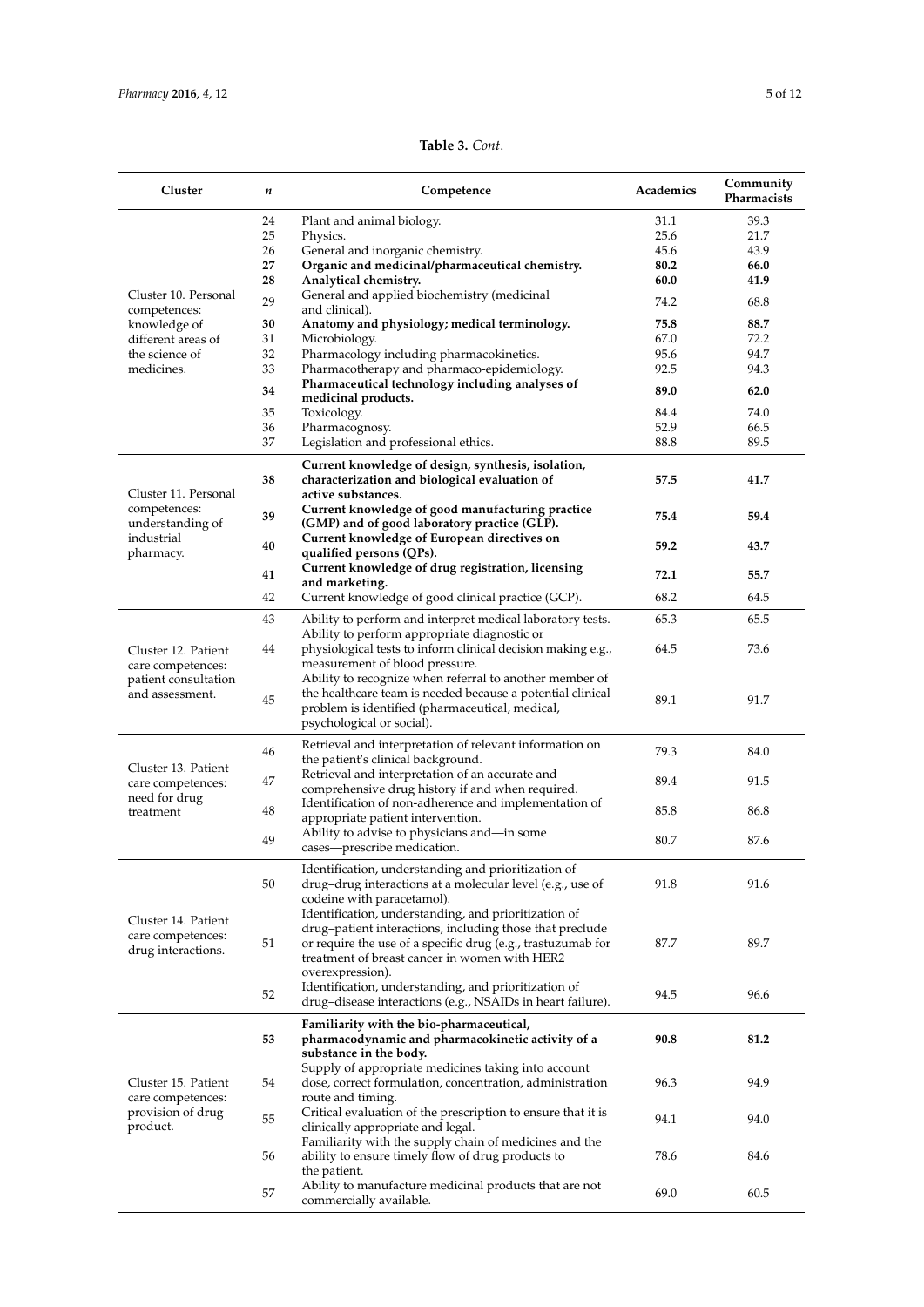**Table 3.** *Cont.*

| Cluster | *n* | Competence | Academics | Community Pharmacists |
|---|---|---|---|---|
| Cluster 10. Personal competences: knowledge of different areas of the science of medicines. | 24 | Plant and animal biology. | 31.1 | 39.3 |
| | 25 | Physics. | 25.6 | 21.7 |
| | 26 | General and inorganic chemistry. | 45.6 | 43.9 |
| | **27** | **Organic and medicinal/pharmaceutical chemistry.** | **80.2** | **66.0** |
| | **28** | **Analytical chemistry.** | **60.0** | **41.9** |
| | 29 | General and applied biochemistry (medicinal and clinical). | 74.2 | 68.8 |
| | **30** | **Anatomy and physiology; medical terminology.** | **75.8** | **88.7** |
| | 31 | Microbiology. | 67.0 | 72.2 |
| | 32 | Pharmacology including pharmacokinetics. | 95.6 | 94.7 |
| | 33 | Pharmacotherapy and pharmaco-epidemiology. | 92.5 | 94.3 |
| | **34** | **Pharmaceutical technology including analyses of medicinal products.** | **89.0** | **62.0** |
| | 35 | Toxicology. | 84.4 | 74.0 |
| | 36 | Pharmacognosy. | 52.9 | 66.5 |
| | 37 | Legislation and professional ethics. | 88.8 | 89.5 |
| Cluster 11. Personal competences: understanding of industrial pharmacy. | **38** | **Current knowledge of design, synthesis, isolation, characterization and biological evaluation of active substances.** | **57.5** | **41.7** |
| | **39** | **Current knowledge of good manufacturing practice (GMP) and of good laboratory practice (GLP).** | **75.4** | **59.4** |
| | **40** | **Current knowledge of European directives on qualified persons (QPs).** | **59.2** | **43.7** |
| | **41** | **Current knowledge of drug registration, licensing and marketing.** | **72.1** | **55.7** |
| | 42 | Current knowledge of good clinical practice (GCP). | 68.2 | 64.5 |
| Cluster 12. Patient care competences: patient consultation and assessment. | 43 | Ability to perform and interpret medical laboratory tests. | 65.3 | 65.5 |
| | 44 | Ability to perform appropriate diagnostic or physiological tests to inform clinical decision making e.g., measurement of blood pressure. | 64.5 | 73.6 |
| | 45 | Ability to recognize when referral to another member of the healthcare team is needed because a potential clinical problem is identified (pharmaceutical, medical, psychological or social). | 89.1 | 91.7 |
| Cluster 13. Patient care competences: need for drug treatment | 46 | Retrieval and interpretation of relevant information on the patient's clinical background. | 79.3 | 84.0 |
| | 47 | Retrieval and interpretation of an accurate and comprehensive drug history if and when required. | 89.4 | 91.5 |
| | 48 | Identification of non-adherence and implementation of appropriate patient intervention. | 85.8 | 86.8 |
| | 49 | Ability to advise to physicians and—in some cases—prescribe medication. | 80.7 | 87.6 |
| Cluster 14. Patient care competences: drug interactions. | 50 | Identification, understanding and prioritization of drug–drug interactions at a molecular level (e.g., use of codeine with paracetamol). | 91.8 | 91.6 |
| | 51 | Identification, understanding, and prioritization of drug–patient interactions, including those that preclude or require the use of a specific drug (e.g., trastuzumab for treatment of breast cancer in women with HER2 overexpression). | 87.7 | 89.7 |
| | 52 | Identification, understanding, and prioritization of drug–disease interactions (e.g., NSAIDs in heart failure). | 94.5 | 96.6 |
| Cluster 15. Patient care competences: provision of drug product. | **53** | **Familiarity with the bio-pharmaceutical, pharmacodynamic and pharmacokinetic activity of a substance in the body.** | **90.8** | **81.2** |
| | 54 | Supply of appropriate medicines taking into account dose, correct formulation, concentration, administration route and timing. | 96.3 | 94.9 |
| | 55 | Critical evaluation of the prescription to ensure that it is clinically appropriate and legal. | 94.1 | 94.0 |
| | 56 | Familiarity with the supply chain of medicines and the ability to ensure timely flow of drug products to the patient. | 78.6 | 84.6 |
| | 57 | Ability to manufacture medicinal products that are not commercially available. | 69.0 | 60.5 |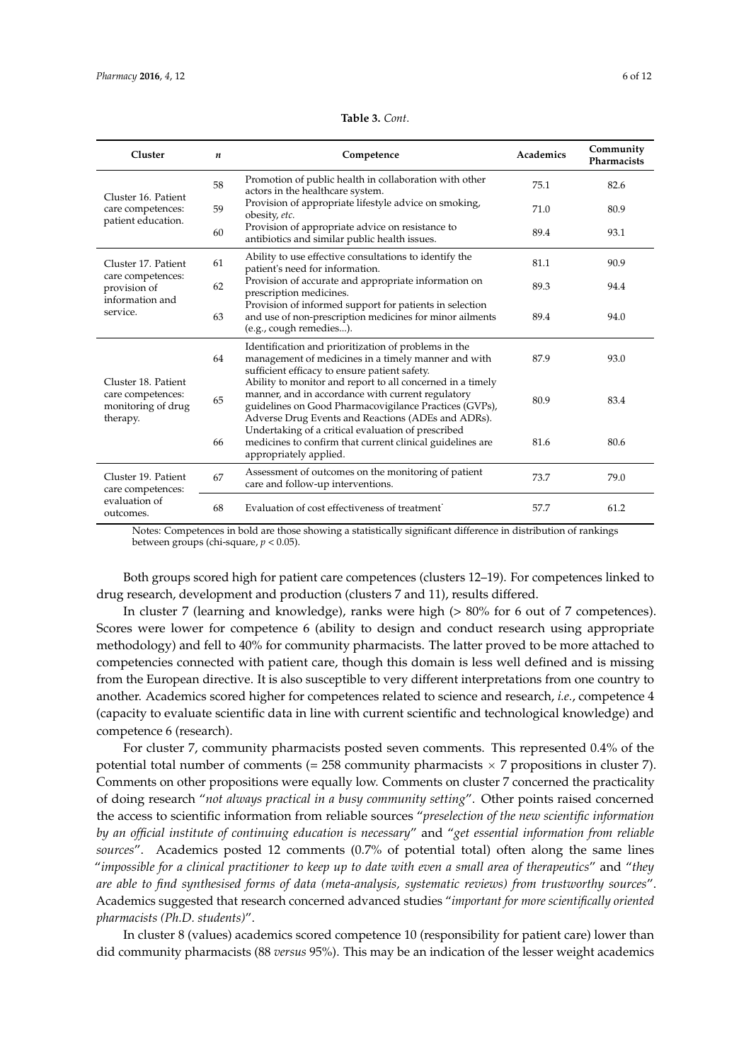**Table 3.** *Cont.*

| Cluster | n | Competence | Academics | Community Pharmacists |
|---|---|---|---|---|
| Cluster 16. Patient care competences: patient education. | 58 | Promotion of public health in collaboration with other actors in the healthcare system. | 75.1 | 82.6 |
| | 59 | Provision of appropriate lifestyle advice on smoking, obesity, *etc.* | 71.0 | 80.9 |
| | 60 | Provision of appropriate advice on resistance to antibiotics and similar public health issues. | 89.4 | 93.1 |
| Cluster 17. Patient care competences: provision of information and service. | 61 | Ability to use effective consultations to identify the patient's need for information. | 81.1 | 90.9 |
| | 62 | Provision of accurate and appropriate information on prescription medicines. | 89.3 | 94.4 |
| | 63 | Provision of informed support for patients in selection and use of non-prescription medicines for minor ailments (e.g., cough remedies...). | 89.4 | 94.0 |
| Cluster 18. Patient care competences: monitoring of drug therapy. | 64 | Identification and prioritization of problems in the management of medicines in a timely manner and with sufficient efficacy to ensure patient safety. | 87.9 | 93.0 |
| | 65 | Ability to monitor and report to all concerned in a timely manner, and in accordance with current regulatory guidelines on Good Pharmacovigilance Practices (GVPs), Adverse Drug Events and Reactions (ADEs and ADRs). | 80.9 | 83.4 |
| | 66 | Undertaking of a critical evaluation of prescribed medicines to confirm that current clinical guidelines are appropriately applied. | 81.6 | 80.6 |
| Cluster 19. Patient care competences: evaluation of outcomes. | 67 | Assessment of outcomes on the monitoring of patient care and follow-up interventions. | 73.7 | 79.0 |
| | 68 | Evaluation of cost effectiveness of treatment. | 57.7 | 61.2 |

Notes: Competences in bold are those showing a statistically significant difference in distribution of rankings between groups (chi-square, $p < 0.05$).

Both groups scored high for patient care competences (clusters 12–19). For competences linked to drug research, development and production (clusters 7 and 11), results differed.

In cluster 7 (learning and knowledge), ranks were high (> 80% for 6 out of 7 competences). Scores were lower for competence 6 (ability to design and conduct research using appropriate methodology) and fell to 40% for community pharmacists. The latter proved to be more attached to competencies connected with patient care, though this domain is less well defined and is missing from the European directive. It is also susceptible to very different interpretations from one country to another. Academics scored higher for competences related to science and research, *i.e.*, competence 4 (capacity to evaluate scientific data in line with current scientific and technological knowledge) and competence 6 (research).

For cluster 7, community pharmacists posted seven comments. This represented 0.4% of the potential total number of comments (= 258 community pharmacists $\times$ 7 propositions in cluster 7). Comments on other propositions were equally low. Comments on cluster 7 concerned the practicality of doing research "*not always practical in a busy community setting*". Other points raised concerned the access to scientific information from reliable sources "*preselection of the new scientific information by an official institute of continuing education is necessary*" and "*get essential information from reliable sources*". Academics posted 12 comments (0.7% of potential total) often along the same lines "*impossible for a clinical practitioner to keep up to date with even a small area of therapeutics*" and "*they are able to find synthesised forms of data (meta-analysis, systematic reviews) from trustworthy sources*". Academics suggested that research concerned advanced studies "*important for more scientifically oriented pharmacists (Ph.D. students)*".

In cluster 8 (values) academics scored competence 10 (responsibility for patient care) lower than did community pharmacists (88 *versus* 95%). This may be an indication of the lesser weight academics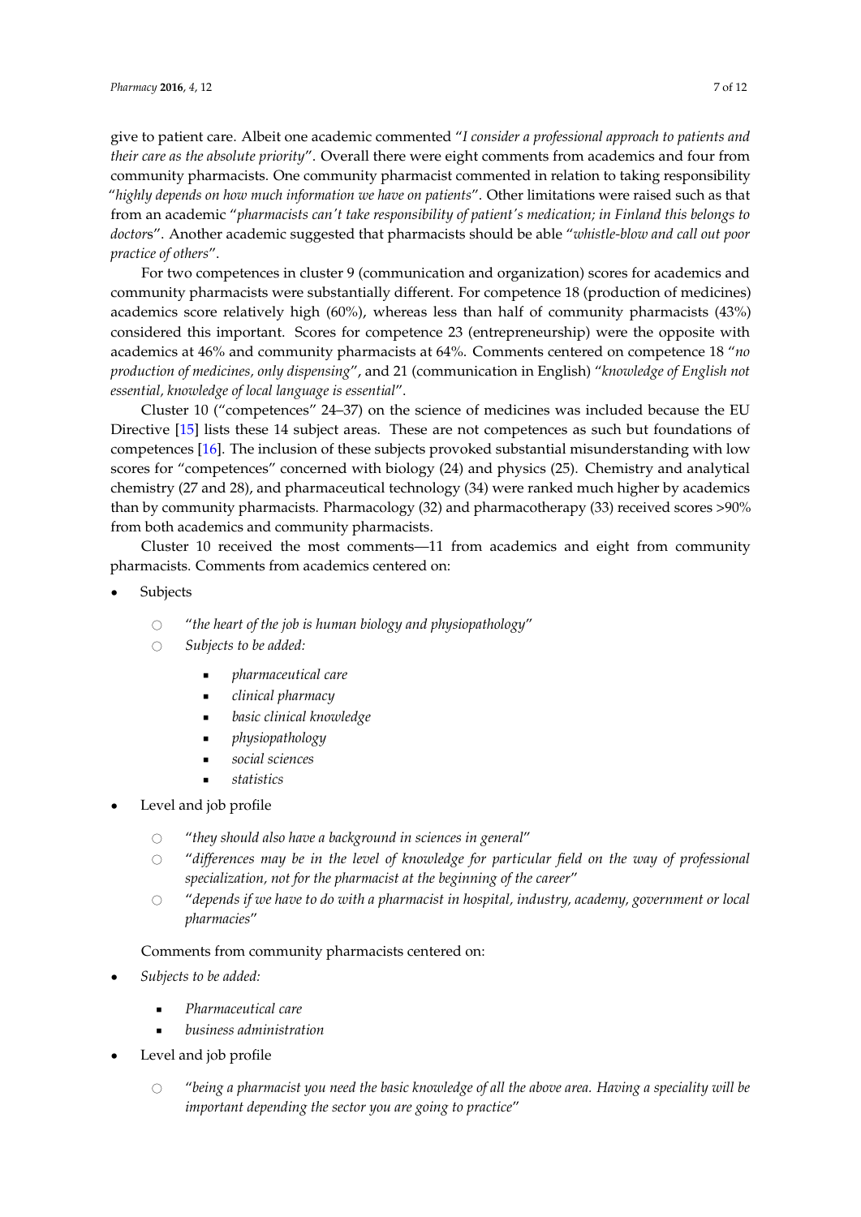give to patient care. Albeit one academic commented "*I consider a professional approach to patients and their care as the absolute priority*". Overall there were eight comments from academics and four from community pharmacists. One community pharmacist commented in relation to taking responsibility "*highly depends on how much information we have on patients*". Other limitations were raised such as that from an academic "*pharmacists can't take responsibility of patient's medication; in Finland this belongs to doctors*". Another academic suggested that pharmacists should be able "*whistle-blow and call out poor practice of others*".

For two competences in cluster 9 (communication and organization) scores for academics and community pharmacists were substantially different. For competence 18 (production of medicines) academics score relatively high (60%), whereas less than half of community pharmacists (43%) considered this important. Scores for competence 23 (entrepreneurship) were the opposite with academics at 46% and community pharmacists at 64%. Comments centered on competence 18 "*no production of medicines, only dispensing*", and 21 (communication in English) "*knowledge of English not essential, knowledge of local language is essential*".

Cluster 10 ("competences" 24–37) on the science of medicines was included because the EU Directive [15] lists these 14 subject areas. These are not competences as such but foundations of competences [16]. The inclusion of these subjects provoked substantial misunderstanding with low scores for "competences" concerned with biology (24) and physics (25). Chemistry and analytical chemistry (27 and 28), and pharmaceutical technology (34) were ranked much higher by academics than by community pharmacists. Pharmacology (32) and pharmacotherapy (33) received scores >90% from both academics and community pharmacists.

Cluster 10 received the most comments—11 from academics and eight from community pharmacists. Comments from academics centered on:

- Subjects
    - "*the heart of the job is human biology and physiopathology*"
    - *Subjects to be added:*
        - *pharmaceutical care*
        - *clinical pharmacy*
        - *basic clinical knowledge*
        - *physiopathology*
        - *social sciences*
        - *statistics*
- Level and job profile
    - "*they should also have a background in sciences in general*"
    - "*differences may be in the level of knowledge for particular field on the way of professional specialization, not for the pharmacist at the beginning of the career*"
    - "*depends if we have to do with a pharmacist in hospital, industry, academy, government or local pharmacies*"

Comments from community pharmacists centered on:

- *Subjects to be added:*
    - *Pharmaceutical care*
    - *business administration*
- Level and job profile
    - "*being a pharmacist you need the basic knowledge of all the above area. Having a speciality will be important depending the sector you are going to practice*"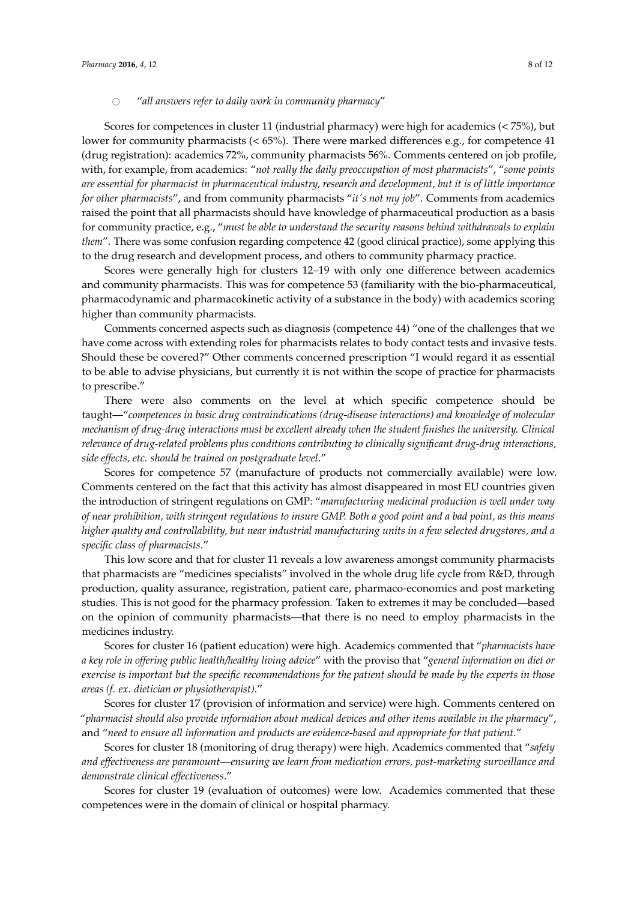- "*all answers refer to daily work in community pharmacy*"

Scores for competences in cluster 11 (industrial pharmacy) were high for academics (< 75%), but lower for community pharmacists (< 65%). There were marked differences e.g., for competence 41 (drug registration): academics 72%, community pharmacists 56%. Comments centered on job profile, with, for example, from academics: "*not really the daily preoccupation of most pharmacists*", "*some points are essential for pharmacist in pharmaceutical industry, research and development, but it is of little importance for other pharmacists*", and from community pharmacists "*it's not my job*". Comments from academics raised the point that all pharmacists should have knowledge of pharmaceutical production as a basis for community practice, e.g., "*must be able to understand the security reasons behind withdrawals to explain them*". There was some confusion regarding competence 42 (good clinical practice), some applying this to the drug research and development process, and others to community pharmacy practice.

Scores were generally high for clusters 12–19 with only one difference between academics and community pharmacists. This was for competence 53 (familiarity with the bio-pharmaceutical, pharmacodynamic and pharmacokinetic activity of a substance in the body) with academics scoring higher than community pharmacists.

Comments concerned aspects such as diagnosis (competence 44) "one of the challenges that we have come across with extending roles for pharmacists relates to body contact tests and invasive tests. Should these be covered?" Other comments concerned prescription "I would regard it as essential to be able to advise physicians, but currently it is not within the scope of practice for pharmacists to prescribe."

There were also comments on the level at which specific competence should be taught—"*competences in basic drug contraindications (drug-disease interactions) and knowledge of molecular mechanism of drug-drug interactions must be excellent already when the student finishes the university. Clinical relevance of drug-related problems plus conditions contributing to clinically significant drug-drug interactions, side effects, etc. should be trained on postgraduate level*."

Scores for competence 57 (manufacture of products not commercially available) were low. Comments centered on the fact that this activity has almost disappeared in most EU countries given the introduction of stringent regulations on GMP: "*manufacturing medicinal production is well under way of near prohibition, with stringent regulations to insure GMP. Both a good point and a bad point, as this means higher quality and controllability, but near industrial manufacturing units in a few selected drugstores, and a specific class of pharmacists*."

This low score and that for cluster 11 reveals a low awareness amongst community pharmacists that pharmacists are "medicines specialists" involved in the whole drug life cycle from R&D, through production, quality assurance, registration, patient care, pharmaco-economics and post marketing studies. This is not good for the pharmacy profession. Taken to extremes it may be concluded—based on the opinion of community pharmacists—that there is no need to employ pharmacists in the medicines industry.

Scores for cluster 16 (patient education) were high. Academics commented that "*pharmacists have a key role in offering public health/healthy living advice*" with the proviso that "*general information on diet or exercise is important but the specific recommendations for the patient should be made by the experts in those areas (f. ex. dietician or physiotherapist)*."

Scores for cluster 17 (provision of information and service) were high. Comments centered on "*pharmacist should also provide information about medical devices and other items available in the pharmacy*", and "*need to ensure all information and products are evidence-based and appropriate for that patient*."

Scores for cluster 18 (monitoring of drug therapy) were high. Academics commented that "*safety and effectiveness are paramount—ensuring we learn from medication errors, post-marketing surveillance and demonstrate clinical effectiveness*."

Scores for cluster 19 (evaluation of outcomes) were low. Academics commented that these competences were in the domain of clinical or hospital pharmacy.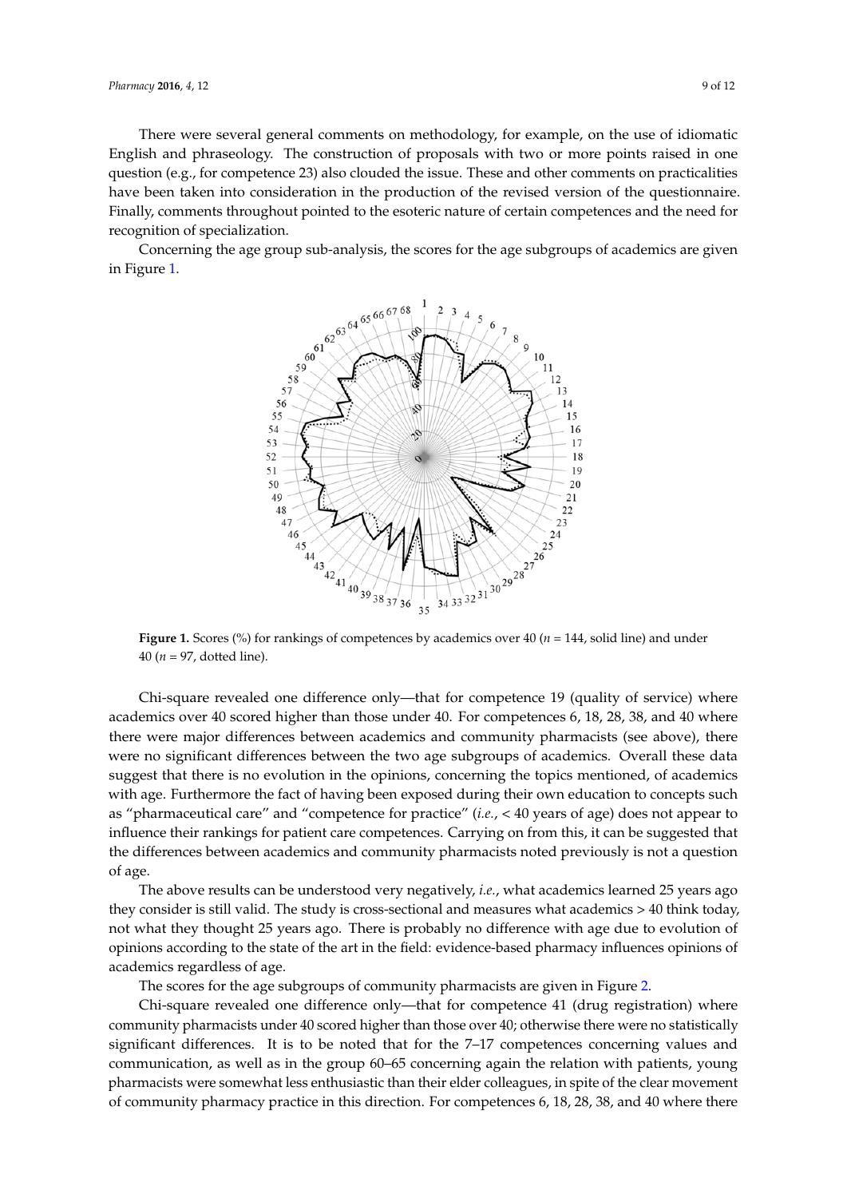There were several general comments on methodology, for example, on the use of idiomatic English and phraseology. The construction of proposals with two or more points raised in one question (e.g., for competence 23) also clouded the issue. These and other comments on practicalities have been taken into consideration in the production of the revised version of the questionnaire. Finally, comments throughout pointed to the esoteric nature of certain competences and the need for recognition of specialization.

Concerning the age group sub-analysis, the scores for the age subgroups of academics are given in Figure 1.

**Figure 1.** Scores (%) for rankings of competences by academics over 40 ($n$ = 144, solid line) and under 40 ($n$ = 97, dotted line).

Chi-square revealed one difference only—that for competence 19 (quality of service) where academics over 40 scored higher than those under 40. For competences 6, 18, 28, 38, and 40 where there were major differences between academics and community pharmacists (see above), there were no significant differences between the two age subgroups of academics. Overall these data suggest that there is no evolution in the opinions, concerning the topics mentioned, of academics with age. Furthermore the fact of having been exposed during their own education to concepts such as "pharmaceutical care" and "competence for practice" (*i.e.*, < 40 years of age) does not appear to influence their rankings for patient care competences. Carrying on from this, it can be suggested that the differences between academics and community pharmacists noted previously is not a question of age.

The above results can be understood very negatively, *i.e.*, what academics learned 25 years ago they consider is still valid. The study is cross-sectional and measures what academics > 40 think today, not what they thought 25 years ago. There is probably no difference with age due to evolution of opinions according to the state of the art in the field: evidence-based pharmacy influences opinions of academics regardless of age.

The scores for the age subgroups of community pharmacists are given in Figure 2.

Chi-square revealed one difference only—that for competence 41 (drug registration) where community pharmacists under 40 scored higher than those over 40; otherwise there were no statistically significant differences. It is to be noted that for the 7–17 competences concerning values and communication, as well as in the group 60–65 concerning again the relation with patients, young pharmacists were somewhat less enthusiastic than their elder colleagues, in spite of the clear movement of community pharmacy practice in this direction. For competences 6, 18, 28, 38, and 40 where there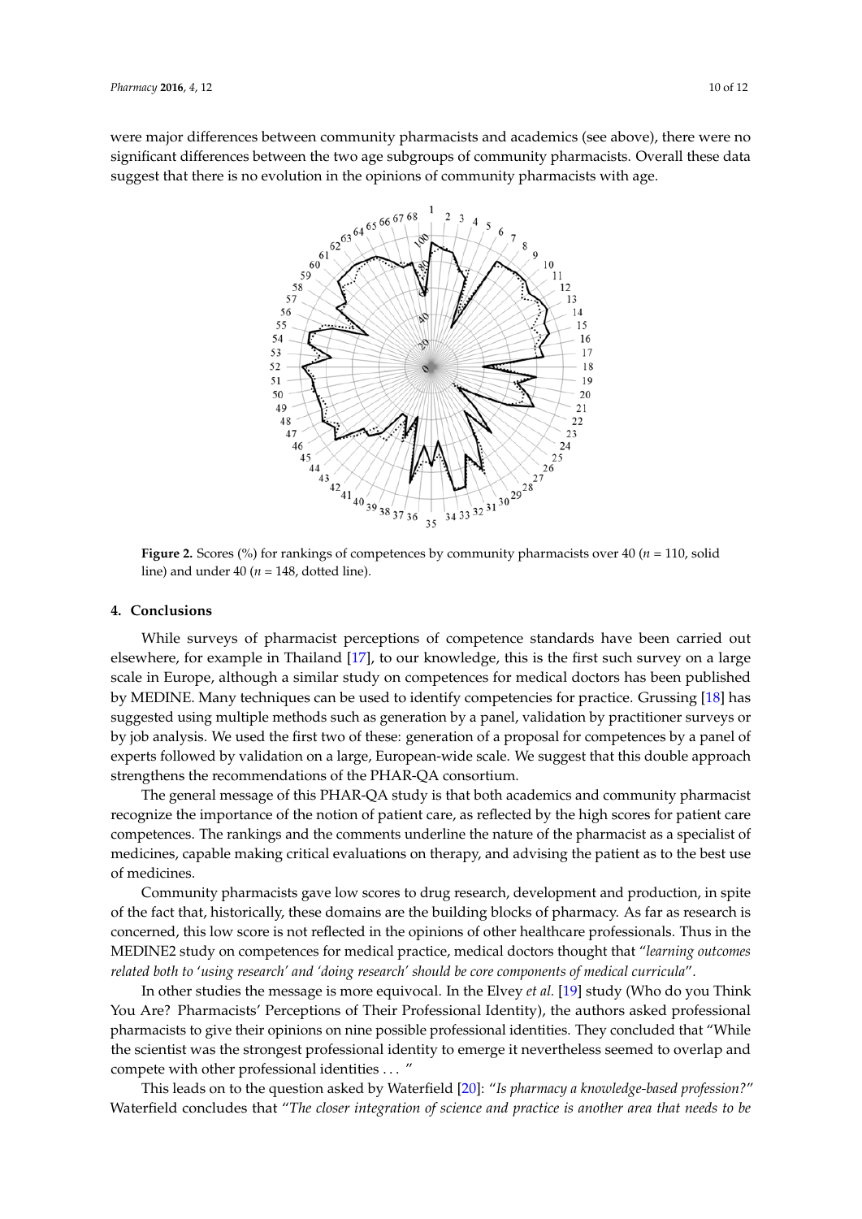were major differences between community pharmacists and academics (see above), there were no significant differences between the two age subgroups of community pharmacists. Overall these data suggest that there is no evolution in the opinions of community pharmacists with age.

**Figure 2.** Scores (%) for rankings of competences by community pharmacists over 40 ($n$ = 110, solid line) and under 40 ($n$ = 148, dotted line).

## 4. Conclusions

While surveys of pharmacist perceptions of competence standards have been carried out elsewhere, for example in Thailand [17], to our knowledge, this is the first such survey on a large scale in Europe, although a similar study on competences for medical doctors has been published by MEDINE. Many techniques can be used to identify competencies for practice. Grussing [18] has suggested using multiple methods such as generation by a panel, validation by practitioner surveys or by job analysis. We used the first two of these: generation of a proposal for competences by a panel of experts followed by validation on a large, European-wide scale. We suggest that this double approach strengthens the recommendations of the PHAR-QA consortium.

The general message of this PHAR-QA study is that both academics and community pharmacist recognize the importance of the notion of patient care, as reflected by the high scores for patient care competences. The rankings and the comments underline the nature of the pharmacist as a specialist of medicines, capable making critical evaluations on therapy, and advising the patient as to the best use of medicines.

Community pharmacists gave low scores to drug research, development and production, in spite of the fact that, historically, these domains are the building blocks of pharmacy. As far as research is concerned, this low score is not reflected in the opinions of other healthcare professionals. Thus in the MEDINE2 study on competences for medical practice, medical doctors thought that "*learning outcomes related both to 'using research' and 'doing research' should be core components of medical curricula*".

In other studies the message is more equivocal. In the Elvey *et al.* [19] study (Who do you Think You Are? Pharmacists' Perceptions of Their Professional Identity), the authors asked professional pharmacists to give their opinions on nine possible professional identities. They concluded that "While the scientist was the strongest professional identity to emerge it nevertheless seemed to overlap and compete with other professional identities ... "

This leads on to the question asked by Waterfield [20]: "*Is pharmacy a knowledge-based profession?*" Waterfield concludes that "*The closer integration of science and practice is another area that needs to be*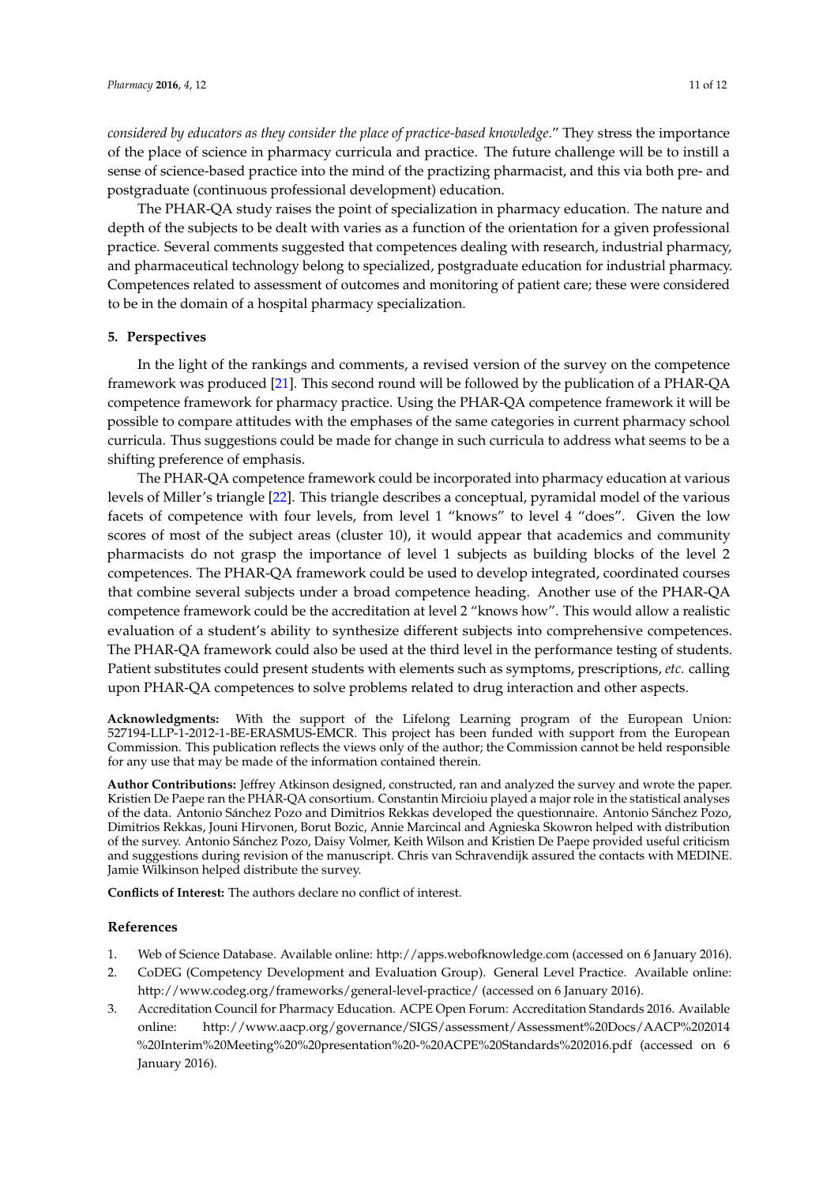*considered by educators as they consider the place of practice-based knowledge*." They stress the importance of the place of science in pharmacy curricula and practice. The future challenge will be to instill a sense of science-based practice into the mind of the practizing pharmacist, and this via both pre- and postgraduate (continuous professional development) education.

The PHAR-QA study raises the point of specialization in pharmacy education. The nature and depth of the subjects to be dealt with varies as a function of the orientation for a given professional practice. Several comments suggested that competences dealing with research, industrial pharmacy, and pharmaceutical technology belong to specialized, postgraduate education for industrial pharmacy. Competences related to assessment of outcomes and monitoring of patient care; these were considered to be in the domain of a hospital pharmacy specialization.

## 5. Perspectives

In the light of the rankings and comments, a revised version of the survey on the competence framework was produced [21]. This second round will be followed by the publication of a PHAR-QA competence framework for pharmacy practice. Using the PHAR-QA competence framework it will be possible to compare attitudes with the emphases of the same categories in current pharmacy school curricula. Thus suggestions could be made for change in such curricula to address what seems to be a shifting preference of emphasis.

The PHAR-QA competence framework could be incorporated into pharmacy education at various levels of Miller's triangle [22]. This triangle describes a conceptual, pyramidal model of the various facets of competence with four levels, from level 1 "knows" to level 4 "does". Given the low scores of most of the subject areas (cluster 10), it would appear that academics and community pharmacists do not grasp the importance of level 1 subjects as building blocks of the level 2 competences. The PHAR-QA framework could be used to develop integrated, coordinated courses that combine several subjects under a broad competence heading. Another use of the PHAR-QA competence framework could be the accreditation at level 2 "knows how". This would allow a realistic evaluation of a student's ability to synthesize different subjects into comprehensive competences. The PHAR-QA framework could also be used at the third level in the performance testing of students. Patient substitutes could present students with elements such as symptoms, prescriptions, *etc.* calling upon PHAR-QA competences to solve problems related to drug interaction and other aspects.

**Acknowledgments:** With the support of the Lifelong Learning program of the European Union: 527194-LLP-1-2012-1-BE-ERASMUS-EMCR. This project has been funded with support from the European Commission. This publication reflects the views only of the author; the Commission cannot be held responsible for any use that may be made of the information contained therein.

**Author Contributions:** Jeffrey Atkinson designed, constructed, ran and analyzed the survey and wrote the paper. Kristien De Paepe ran the PHAR-QA consortium. Constantin Mircioiu played a major role in the statistical analyses of the data. Antonio Sánchez Pozo and Dimitrios Rekkas developed the questionnaire. Antonio Sánchez Pozo, Dimitrios Rekkas, Jouni Hirvonen, Borut Bozic, Annie Marcincal and Agnieska Skowron helped with distribution of the survey. Antonio Sánchez Pozo, Daisy Volmer, Keith Wilson and Kristien De Paepe provided useful criticism and suggestions during revision of the manuscript. Chris van Schravendijk assured the contacts with MEDINE. Jamie Wilkinson helped distribute the survey.

**Conflicts of Interest:** The authors declare no conflict of interest.

## References

1. Web of Science Database. Available online: http://apps.webofknowledge.com (accessed on 6 January 2016).
2. CoDEG (Competency Development and Evaluation Group). General Level Practice. Available online: http://www.codeg.org/frameworks/general-level-practice/ (accessed on 6 January 2016).
3. Accreditation Council for Pharmacy Education. ACPE Open Forum: Accreditation Standards 2016. Available online: http://www.aacp.org/governance/SIGS/assessment/Assessment%20Docs/AACP%202014%20Interim%20Meeting%20%20presentation%20-%20ACPE%20Standards%202016.pdf (accessed on 6 January 2016).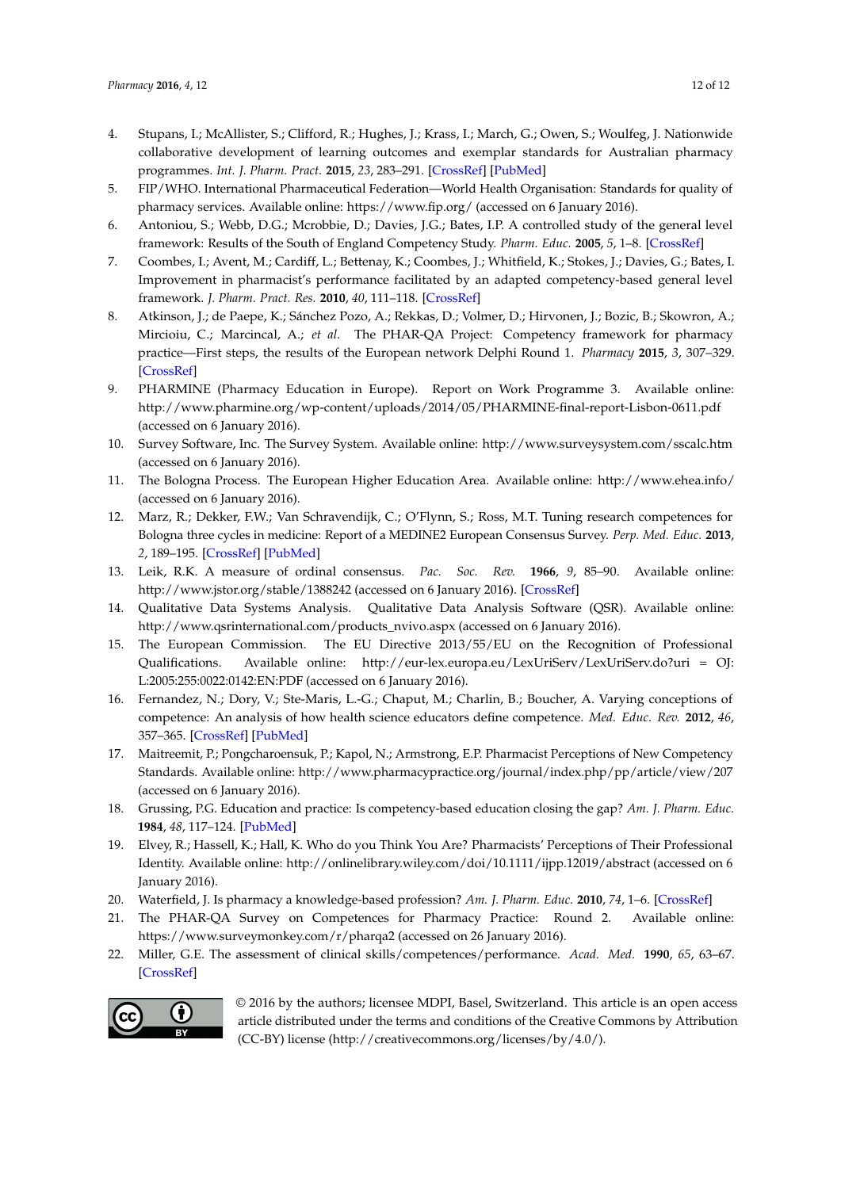4. Stupans, I.; McAllister, S.; Clifford, R.; Hughes, J.; Krass, I.; March, G.; Owen, S.; Woulfeg, J. Nationwide collaborative development of learning outcomes and exemplar standards for Australian pharmacy programmes. *Int. J. Pharm. Pract.* **2015**, *23*, 283–291. [CrossRef] [PubMed]
5. FIP/WHO. International Pharmaceutical Federation—World Health Organisation: Standards for quality of pharmacy services. Available online: https://www.fip.org/ (accessed on 6 January 2016).
6. Antoniou, S.; Webb, D.G.; Mcrobbie, D.; Davies, J.G.; Bates, I.P. A controlled study of the general level framework: Results of the South of England Competency Study. *Pharm. Educ.* **2005**, *5*, 1–8. [CrossRef]
7. Coombes, I.; Avent, M.; Cardiff, L.; Bettenay, K.; Coombes, J.; Whitfield, K.; Stokes, J.; Davies, G.; Bates, I. Improvement in pharmacist's performance facilitated by an adapted competency-based general level framework. *J. Pharm. Pract. Res.* **2010**, *40*, 111–118. [CrossRef]
8. Atkinson, J.; de Paepe, K.; Sánchez Pozo, A.; Rekkas, D.; Volmer, D.; Hirvonen, J.; Bozic, B.; Skowron, A.; Mircioiu, C.; Marcincal, A.; *et al.* The PHAR-QA Project: Competency framework for pharmacy practice—First steps, the results of the European network Delphi Round 1. *Pharmacy* **2015**, *3*, 307–329. [CrossRef]
9. PHARMINE (Pharmacy Education in Europe). Report on Work Programme 3. Available online: http://www.pharmine.org/wp-content/uploads/2014/05/PHARMINE-final-report-Lisbon-0611.pdf (accessed on 6 January 2016).
10. Survey Software, Inc. The Survey System. Available online: http://www.surveysystem.com/sscalc.htm (accessed on 6 January 2016).
11. The Bologna Process. The European Higher Education Area. Available online: http://www.ehea.info/ (accessed on 6 January 2016).
12. Marz, R.; Dekker, F.W.; Van Schravendijk, C.; O'Flynn, S.; Ross, M.T. Tuning research competences for Bologna three cycles in medicine: Report of a MEDINE2 European Consensus Survey. *Perp. Med. Educ.* **2013**, *2*, 189–195. [CrossRef] [PubMed]
13. Leik, R.K. A measure of ordinal consensus. *Pac. Soc. Rev.* **1966**, *9*, 85–90. Available online: http://www.jstor.org/stable/1388242 (accessed on 6 January 2016). [CrossRef]
14. Qualitative Data Systems Analysis. Qualitative Data Analysis Software (QSR). Available online: http://www.qsrinternational.com/products_nvivo.aspx (accessed on 6 January 2016).
15. The European Commission. The EU Directive 2013/55/EU on the Recognition of Professional Qualifications. Available online: http://eur-lex.europa.eu/LexUriServ/LexUriServ.do?uri = OJ: L:2005:255:0022:0142:EN:PDF (accessed on 6 January 2016).
16. Fernandez, N.; Dory, V.; Ste-Maris, L.-G.; Chaput, M.; Charlin, B.; Boucher, A. Varying conceptions of competence: An analysis of how health science educators define competence. *Med. Educ. Rev.* **2012**, *46*, 357–365. [CrossRef] [PubMed]
17. Maitreemit, P.; Pongcharoensuk, P.; Kapol, N.; Armstrong, E.P. Pharmacist Perceptions of New Competency Standards. Available online: http://www.pharmacypractice.org/journal/index.php/pp/article/view/207 (accessed on 6 January 2016).
18. Grussing, P.G. Education and practice: Is competency-based education closing the gap? *Am. J. Pharm. Educ.* **1984**, *48*, 117–124. [PubMed]
19. Elvey, R.; Hassell, K.; Hall, K. Who do you Think You Are? Pharmacists' Perceptions of Their Professional Identity. Available online: http://onlinelibrary.wiley.com/doi/10.1111/ijpp.12019/abstract (accessed on 6 January 2016).
20. Waterfield, J. Is pharmacy a knowledge-based profession? *Am. J. Pharm. Educ.* **2010**, *74*, 1–6. [CrossRef]
21. The PHAR-QA Survey on Competences for Pharmacy Practice: Round 2. Available online: https://www.surveymonkey.com/r/pharqa2 (accessed on 26 January 2016).
22. Miller, G.E. The assessment of clinical skills/competences/performance. *Acad. Med.* **1990**, *65*, 63–67. [CrossRef]

© 2016 by the authors; licensee MDPI, Basel, Switzerland. This article is an open access article distributed under the terms and conditions of the Creative Commons by Attribution (CC-BY) license (http://creativecommons.org/licenses/by/4.0/).